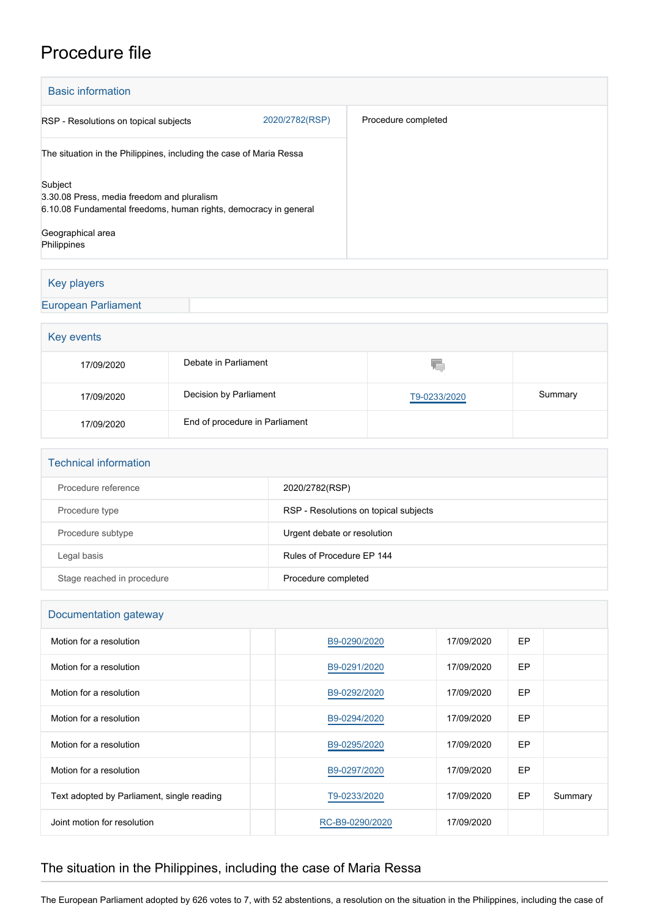# Procedure file

## Basic information

| | | |
|---|---|---|
| RSP - Resolutions on topical subjects | 2020/2782(RSP) | Procedure completed |
| The situation in the Philippines, including the case of Maria Ressa<br><br>Subject<br>3.30.08 Press, media freedom and pluralism<br>6.10.08 Fundamental freedoms, human rights, democracy in general<br><br>Geographical area<br>Philippines | | |

## Key players

| | |
|---|---|
| European Parliament | |

## Key events

| | | | |
|---|---|---|---|
| 17/09/2020 | Debate in Parliament | | |
| 17/09/2020 | Decision by Parliament | T9-0233/2020 | Summary |
| 17/09/2020 | End of procedure in Parliament | | |

## Technical information

| | |
|---|---|
| Procedure reference | 2020/2782(RSP) |
| Procedure type | RSP - Resolutions on topical subjects |
| Procedure subtype | Urgent debate or resolution |
| Legal basis | Rules of Procedure EP 144 |
| Stage reached in procedure | Procedure completed |

## Documentation gateway

| | | | | | |
|---|---|---|---|---|---|
| Motion for a resolution | | B9-0290/2020 | 17/09/2020 | EP | |
| Motion for a resolution | | B9-0291/2020 | 17/09/2020 | EP | |
| Motion for a resolution | | B9-0292/2020 | 17/09/2020 | EP | |
| Motion for a resolution | | B9-0294/2020 | 17/09/2020 | EP | |
| Motion for a resolution | | B9-0295/2020 | 17/09/2020 | EP | |
| Motion for a resolution | | B9-0297/2020 | 17/09/2020 | EP | |
| Text adopted by Parliament, single reading | | T9-0233/2020 | 17/09/2020 | EP | Summary |
| Joint motion for resolution | | RC-B9-0290/2020 | 17/09/2020 | | |

## The situation in the Philippines, including the case of Maria Ressa

The European Parliament adopted by 626 votes to 7, with 52 abstentions, a resolution on the situation in the Philippines, including the case of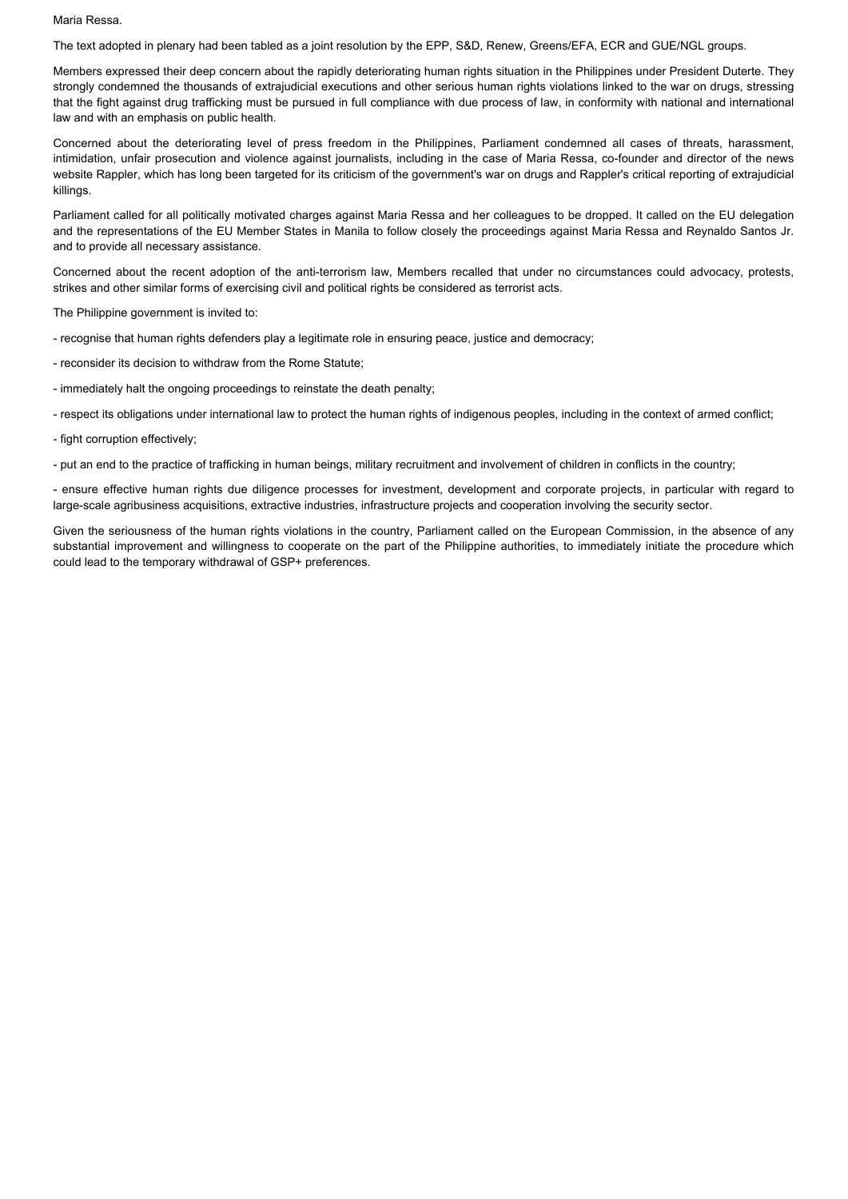Maria Ressa.

The text adopted in plenary had been tabled as a joint resolution by the EPP, S&D, Renew, Greens/EFA, ECR and GUE/NGL groups.

Members expressed their deep concern about the rapidly deteriorating human rights situation in the Philippines under President Duterte. They strongly condemned the thousands of extrajudicial executions and other serious human rights violations linked to the war on drugs, stressing that the fight against drug trafficking must be pursued in full compliance with due process of law, in conformity with national and international law and with an emphasis on public health.

Concerned about the deteriorating level of press freedom in the Philippines, Parliament condemned all cases of threats, harassment, intimidation, unfair prosecution and violence against journalists, including in the case of Maria Ressa, co-founder and director of the news website Rappler, which has long been targeted for its criticism of the government's war on drugs and Rappler's critical reporting of extrajudicial killings.

Parliament called for all politically motivated charges against Maria Ressa and her colleagues to be dropped. It called on the EU delegation and the representations of the EU Member States in Manila to follow closely the proceedings against Maria Ressa and Reynaldo Santos Jr. and to provide all necessary assistance.

Concerned about the recent adoption of the anti-terrorism law, Members recalled that under no circumstances could advocacy, protests, strikes and other similar forms of exercising civil and political rights be considered as terrorist acts.

The Philippine government is invited to:

- recognise that human rights defenders play a legitimate role in ensuring peace, justice and democracy;
- reconsider its decision to withdraw from the Rome Statute;
- immediately halt the ongoing proceedings to reinstate the death penalty;
- respect its obligations under international law to protect the human rights of indigenous peoples, including in the context of armed conflict;
- fight corruption effectively;
- put an end to the practice of trafficking in human beings, military recruitment and involvement of children in conflicts in the country;
- ensure effective human rights due diligence processes for investment, development and corporate projects, in particular with regard to large-scale agribusiness acquisitions, extractive industries, infrastructure projects and cooperation involving the security sector.

Given the seriousness of the human rights violations in the country, Parliament called on the European Commission, in the absence of any substantial improvement and willingness to cooperate on the part of the Philippine authorities, to immediately initiate the procedure which could lead to the temporary withdrawal of GSP+ preferences.